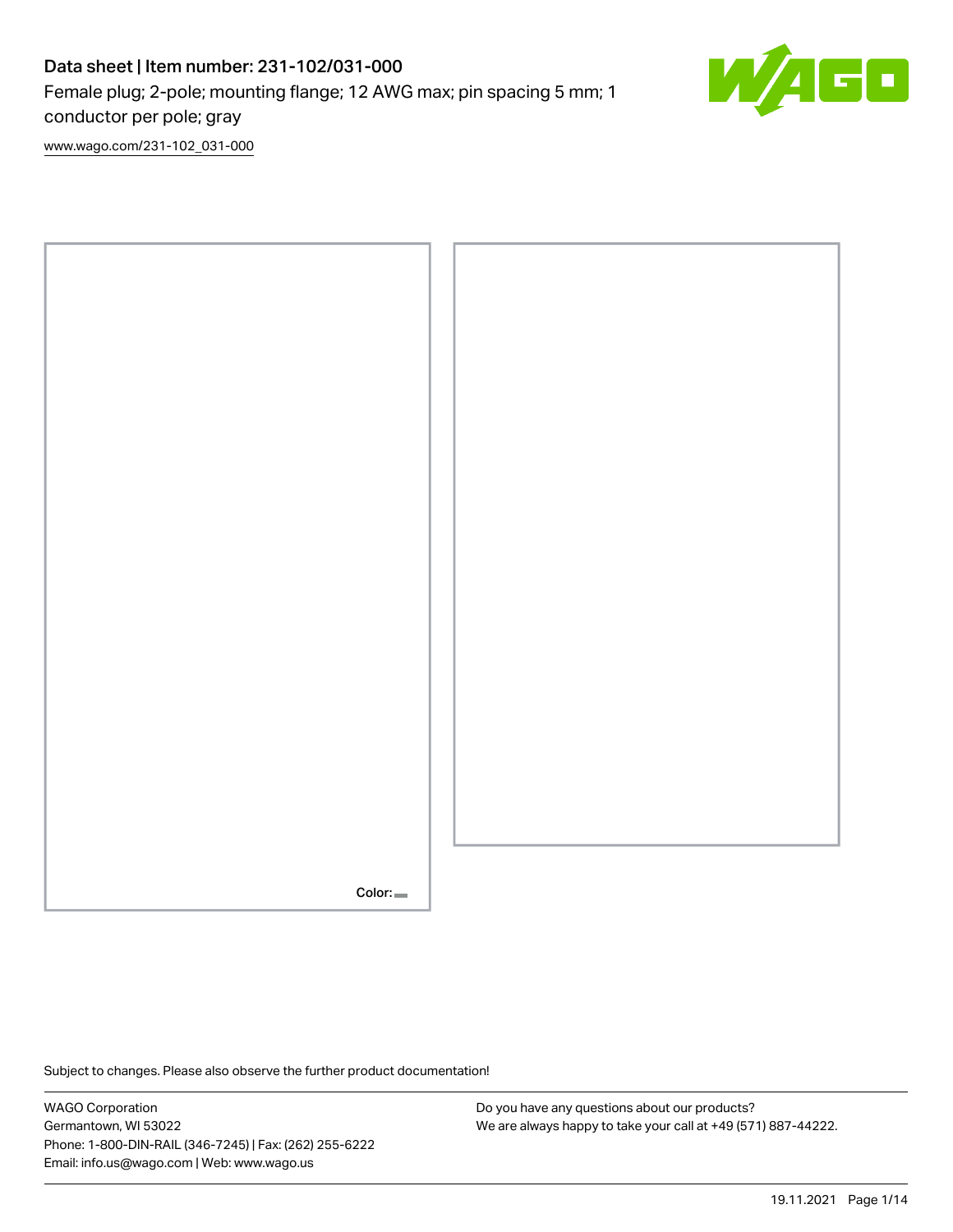# Data sheet | Item number: 231-102/031-000

Female plug; 2-pole; mounting flange; 12 AWG max; pin spacing 5 mm; 1 conductor per pole; gray

www.wago.com/231-102_031-000

Color:

Subject to changes. Please also observe the further product documentation!

WAGO Corporation
Germantown, WI 53022
Phone: 1-800-DIN-RAIL (346-7245) | Fax: (262) 255-6222
Email: info.us@wago.com | Web: www.wago.us

Do you have any questions about our products?
We are always happy to take your call at +49 (571) 887-44222.

19.11.2021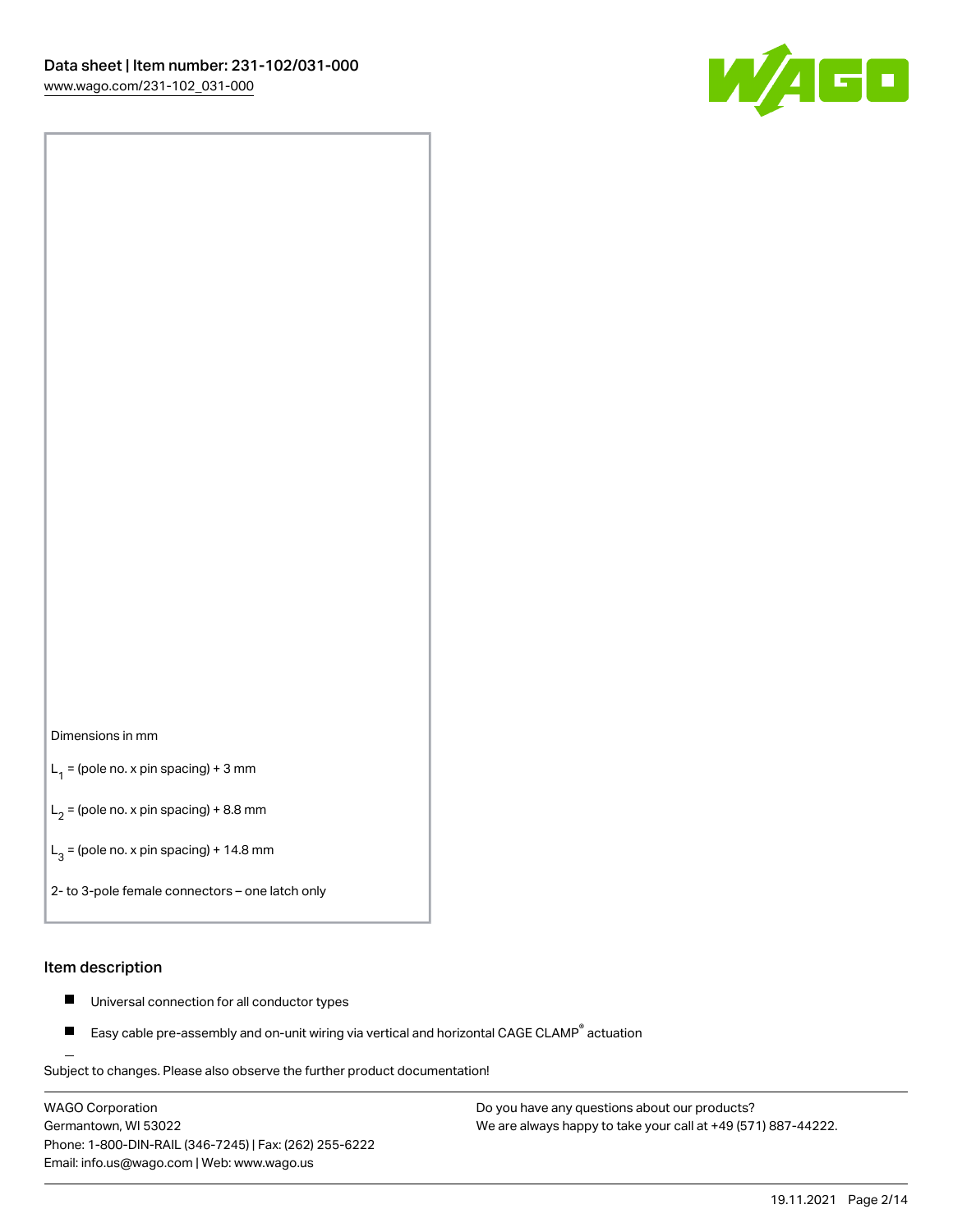Dimensions in mm

$L_1$ = (pole no. x pin spacing) + 3 mm

$L_2$ = (pole no. x pin spacing) + 8.8 mm

$L_3$ = (pole no. x pin spacing) + 14.8 mm

2- to 3-pole female connectors – one latch only

## Item description

- Universal connection for all conductor types
- Easy cable pre-assembly and on-unit wiring via vertical and horizontal CAGE CLAMP® actuation

Subject to changes. Please also observe the further product documentation!

WAGO Corporation
Germantown, WI 53022
Phone: 1-800-DIN-RAIL (346-7245) | Fax: (262) 255-6222
Email: info.us@wago.com | Web: www.wago.us

Do you have any questions about our products?
We are always happy to take your call at +49 (571) 887-44222.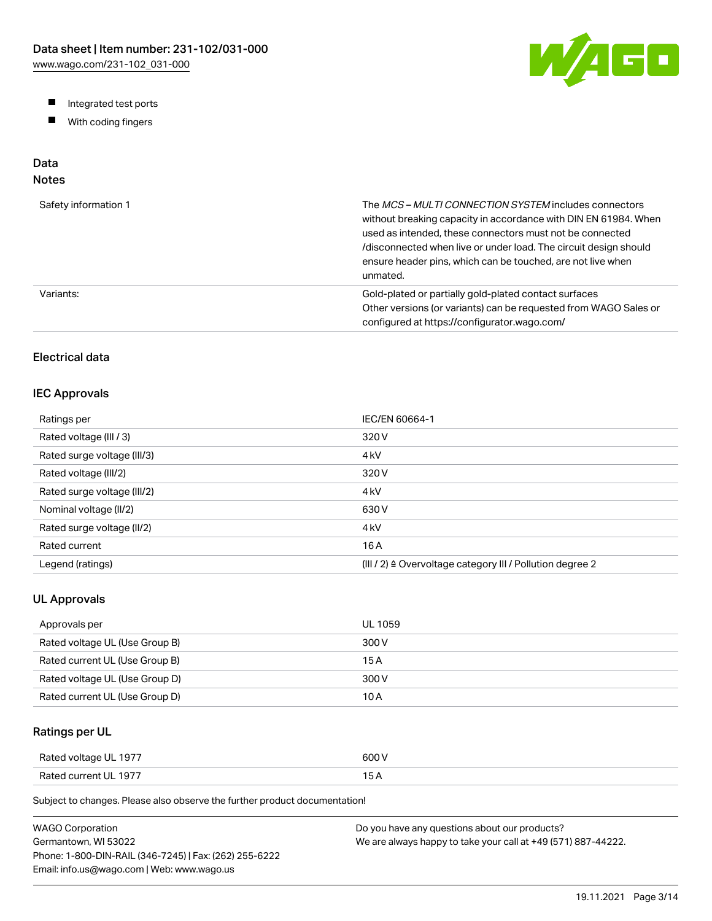- Integrated test ports
- With coding fingers

## Data

### Notes

| | |
|---|---|
| Safety information 1 | The *MCS – MULTI CONNECTION SYSTEM* includes connectors without breaking capacity in accordance with DIN EN 61984. When used as intended, these connectors must not be connected /disconnected when live or under load. The circuit design should ensure header pins, which can be touched, are not live when unmated. |
| Variants: | Gold-plated or partially gold-plated contact surfaces<br>Other versions (or variants) can be requested from WAGO Sales or configured at https://configurator.wago.com/ |

## Electrical data

### IEC Approvals

| | |
|---|---|
| Ratings per | IEC/EN 60664-1 |
| Rated voltage (III / 3) | 320 V |
| Rated surge voltage (III/3) | 4 kV |
| Rated voltage (III/2) | 320 V |
| Rated surge voltage (III/2) | 4 kV |
| Nominal voltage (II/2) | 630 V |
| Rated surge voltage (II/2) | 4 kV |
| Rated current | 16 A |
| Legend (ratings) | (III / 2) ≙ Overvoltage category III / Pollution degree 2 |

### UL Approvals

| | |
|---|---|
| Approvals per | UL 1059 |
| Rated voltage UL (Use Group B) | 300 V |
| Rated current UL (Use Group B) | 15 A |
| Rated voltage UL (Use Group D) | 300 V |
| Rated current UL (Use Group D) | 10 A |

### Ratings per UL

| | |
|---|---|
| Rated voltage UL 1977 | 600 V |
| Rated current UL 1977 | 15 A |

Subject to changes. Please also observe the further product documentation!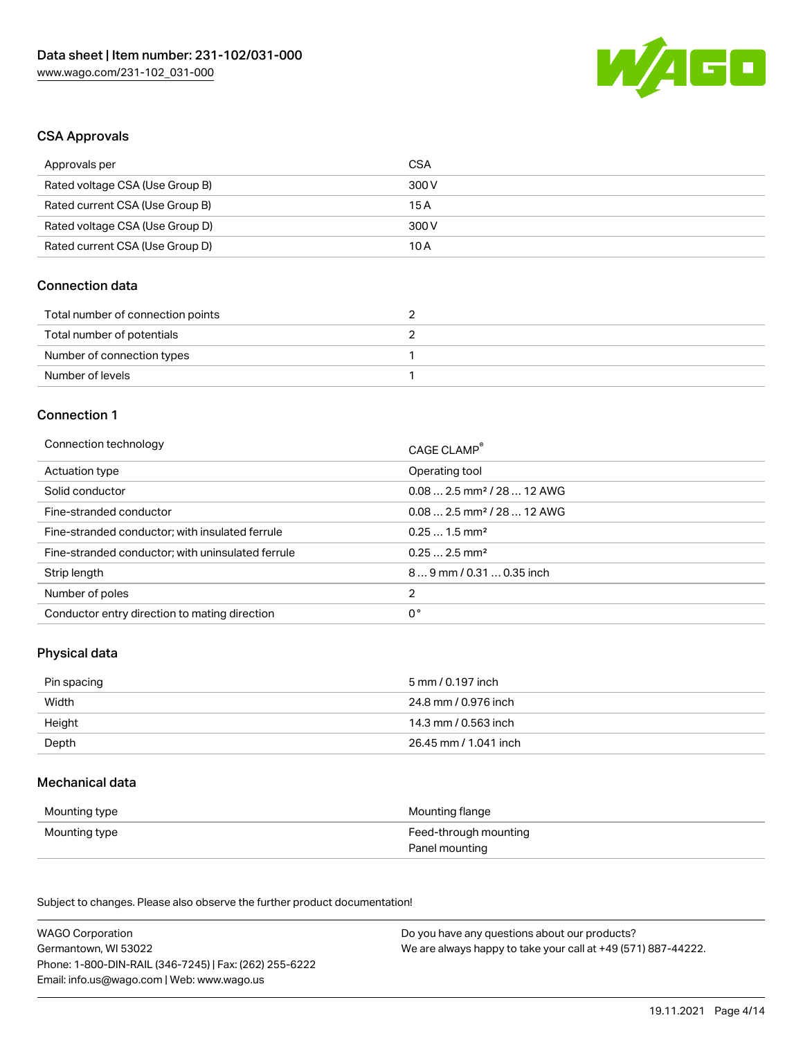## CSA Approvals

| | |
|---|---|
| Approvals per | CSA |
| Rated voltage CSA (Use Group B) | 300 V |
| Rated current CSA (Use Group B) | 15 A |
| Rated voltage CSA (Use Group D) | 300 V |
| Rated current CSA (Use Group D) | 10 A |

## Connection data

| | |
|---|---|
| Total number of connection points | 2 |
| Total number of potentials | 2 |
| Number of connection types | 1 |
| Number of levels | 1 |

## Connection 1

| | |
|---|---|
| Connection technology | CAGE CLAMP® |
| Actuation type | Operating tool |
| Solid conductor | 0.08 … 2.5 mm² / 28 … 12 AWG |
| Fine-stranded conductor | 0.08 … 2.5 mm² / 28 … 12 AWG |
| Fine-stranded conductor; with insulated ferrule | 0.25 … 1.5 mm² |
| Fine-stranded conductor; with uninsulated ferrule | 0.25 … 2.5 mm² |
| Strip length | 8 … 9 mm / 0.31 … 0.35 inch |
| Number of poles | 2 |
| Conductor entry direction to mating direction | 0 ° |

## Physical data

| | |
|---|---|
| Pin spacing | 5 mm / 0.197 inch |
| Width | 24.8 mm / 0.976 inch |
| Height | 14.3 mm / 0.563 inch |
| Depth | 26.45 mm / 1.041 inch |

## Mechanical data

| | |
|---|---|
| Mounting type | Mounting flange |
| Mounting type | Feed-through mounting<br>Panel mounting |

Subject to changes. Please also observe the further product documentation!

WAGO Corporation
Germantown, WI 53022
Phone: 1-800-DIN-RAIL (346-7245) | Fax: (262) 255-6222
Email: info.us@wago.com | Web: www.wago.us

Do you have any questions about our products?
We are always happy to take your call at +49 (571) 887-44222.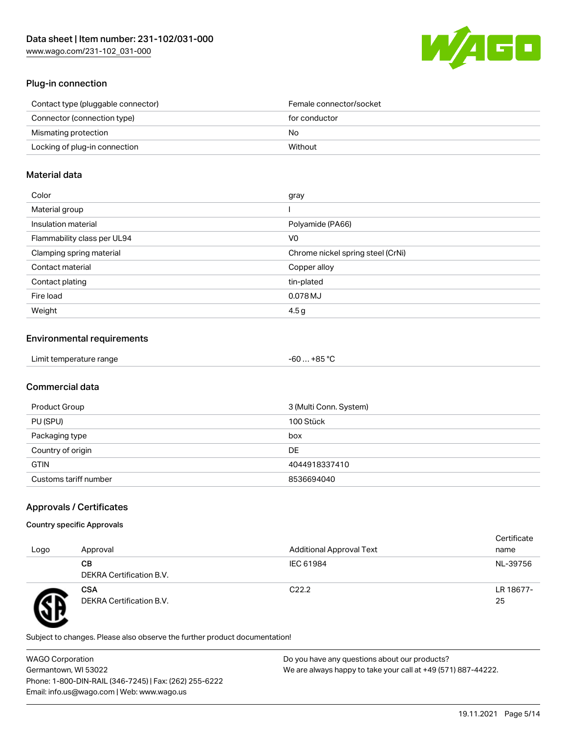## Plug-in connection

| | |
|---|---|
| Contact type (pluggable connector) | Female connector/socket |
| Connector (connection type) | for conductor |
| Mismating protection | No |
| Locking of plug-in connection | Without |

## Material data

| | |
|---|---|
| Color | gray |
| Material group | I |
| Insulation material | Polyamide (PA66) |
| Flammability class per UL94 | V0 |
| Clamping spring material | Chrome nickel spring steel (CrNi) |
| Contact material | Copper alloy |
| Contact plating | tin-plated |
| Fire load | 0.078 MJ |
| Weight | 4.5 g |

## Environmental requirements

| | |
|---|---|
| Limit temperature range | -60 … +85 °C |

## Commercial data

| | |
|---|---|
| Product Group | 3 (Multi Conn. System) |
| PU (SPU) | 100 Stück |
| Packaging type | box |
| Country of origin | DE |
| GTIN | 4044918337410 |
| Customs tariff number | 8536694040 |

## Approvals / Certificates

### Country specific Approvals

| Logo | Approval | Additional Approval Text | Certificate name |
|---|---|---|---|
| | **CB** DEKRA Certification B.V. | IEC 61984 | NL-39756 |
| | **CSA** DEKRA Certification B.V. | C22.2 | LR 18677-25 |

Subject to changes. Please also observe the further product documentation!

WAGO Corporation
Germantown, WI 53022
Phone: 1-800-DIN-RAIL (346-7245) | Fax: (262) 255-6222
Email: info.us@wago.com | Web: www.wago.us

Do you have any questions about our products?
We are always happy to take your call at +49 (571) 887-44222.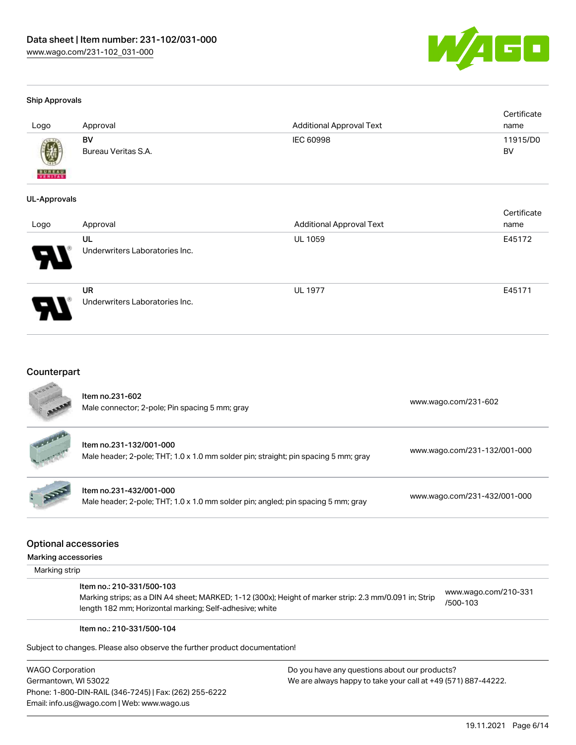### Ship Approvals

| Logo | Approval | Additional Approval Text | Certificate name |
| --- | --- | --- | --- |
| | **BV** Bureau Veritas S.A. | IEC 60998 | 11915/D0 BV |

### UL-Approvals

| Logo | Approval | Additional Approval Text | Certificate name |
| --- | --- | --- | --- |
| | **UL** Underwriters Laboratories Inc. | UL 1059 | E45172 |
| | **UR** Underwriters Laboratories Inc. | UL 1977 | E45171 |

## Counterpart

| | | |
| --- | --- | --- |
| | Item no.231-602<br>Male connector; 2-pole; Pin spacing 5 mm; gray | www.wago.com/231-602 |
| | Item no.231-132/001-000<br>Male header; 2-pole; THT; 1.0 x 1.0 mm solder pin; straight; pin spacing 5 mm; gray | www.wago.com/231-132/001-000 |
| | Item no.231-432/001-000<br>Male header; 2-pole; THT; 1.0 x 1.0 mm solder pin; angled; pin spacing 5 mm; gray | www.wago.com/231-432/001-000 |

## Optional accessories

### Marking accessories

Marking strip

| | |
| --- | --- |
| Item no.: 210-331/500-103<br>Marking strips; as a DIN A4 sheet; MARKED; 1-12 (300x); Height of marker strip: 2.3 mm/0.091 in; Strip length 182 mm; Horizontal marking; Self-adhesive; white | www.wago.com/210-331/500-103 |
| Item no.: 210-331/500-104 | |

Subject to changes. Please also observe the further product documentation!

WAGO Corporation
Germantown, WI 53022
Phone: 1-800-DIN-RAIL (346-7245) | Fax: (262) 255-6222
Email: info.us@wago.com | Web: www.wago.us

Do you have any questions about our products?
We are always happy to take your call at +49 (571) 887-44222.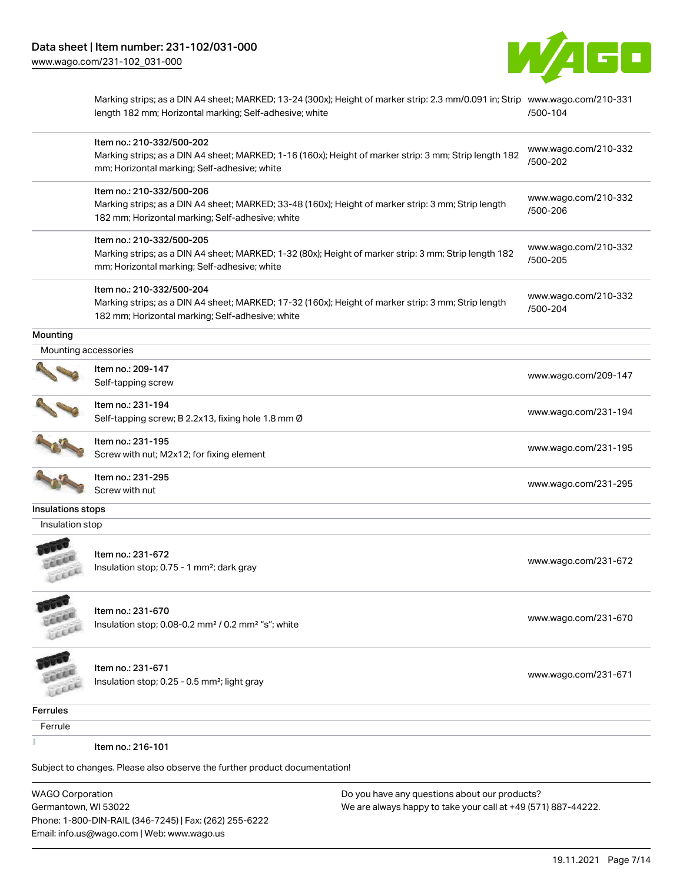| | | |
|---|---|---|
| | Marking strips; as a DIN A4 sheet; MARKED; 13-24 (300x); Height of marker strip: 2.3 mm/0.091 in; Strip length 182 mm; Horizontal marking; Self-adhesive; white | www.wago.com/210-331/500-104 |
| | Item no.: 210-332/500-202<br>Marking strips; as a DIN A4 sheet; MARKED; 1-16 (160x); Height of marker strip: 3 mm; Strip length 182 mm; Horizontal marking; Self-adhesive; white | www.wago.com/210-332/500-202 |
| | Item no.: 210-332/500-206<br>Marking strips; as a DIN A4 sheet; MARKED; 33-48 (160x); Height of marker strip: 3 mm; Strip length 182 mm; Horizontal marking; Self-adhesive; white | www.wago.com/210-332/500-206 |
| | Item no.: 210-332/500-205<br>Marking strips; as a DIN A4 sheet; MARKED; 1-32 (80x); Height of marker strip: 3 mm; Strip length 182 mm; Horizontal marking; Self-adhesive; white | www.wago.com/210-332/500-205 |
| | Item no.: 210-332/500-204<br>Marking strips; as a DIN A4 sheet; MARKED; 17-32 (160x); Height of marker strip: 3 mm; Strip length 182 mm; Horizontal marking; Self-adhesive; white | www.wago.com/210-332/500-204 |

## Mounting

### Mounting accessories

| | | |
|---|---|---|
| | Item no.: 209-147<br>Self-tapping screw | www.wago.com/209-147 |
| | Item no.: 231-194<br>Self-tapping screw; B 2.2x13, fixing hole 1.8 mm Ø | www.wago.com/231-194 |
| | Item no.: 231-195<br>Screw with nut; M2x12; for fixing element | www.wago.com/231-195 |
| | Item no.: 231-295<br>Screw with nut | www.wago.com/231-295 |

## Insulations stops

### Insulation stop

| | | |
|---|---|---|
| | Item no.: 231-672<br>Insulation stop; 0.75 - 1 mm²; dark gray | www.wago.com/231-672 |
| | Item no.: 231-670<br>Insulation stop; 0.08-0.2 mm² / 0.2 mm² "s"; white | www.wago.com/231-670 |
| | Item no.: 231-671<br>Insulation stop; 0.25 - 0.5 mm²; light gray | www.wago.com/231-671 |

## Ferrules

### Ferrule

| | | |
|---|---|---|
| | Item no.: 216-101 | |

Subject to changes. Please also observe the further product documentation!

WAGO Corporation
Germantown, WI 53022
Phone: 1-800-DIN-RAIL (346-7245) | Fax: (262) 255-6222
Email: info.us@wago.com | Web: www.wago.us

Do you have any questions about our products?
We are always happy to take your call at +49 (571) 887-44222.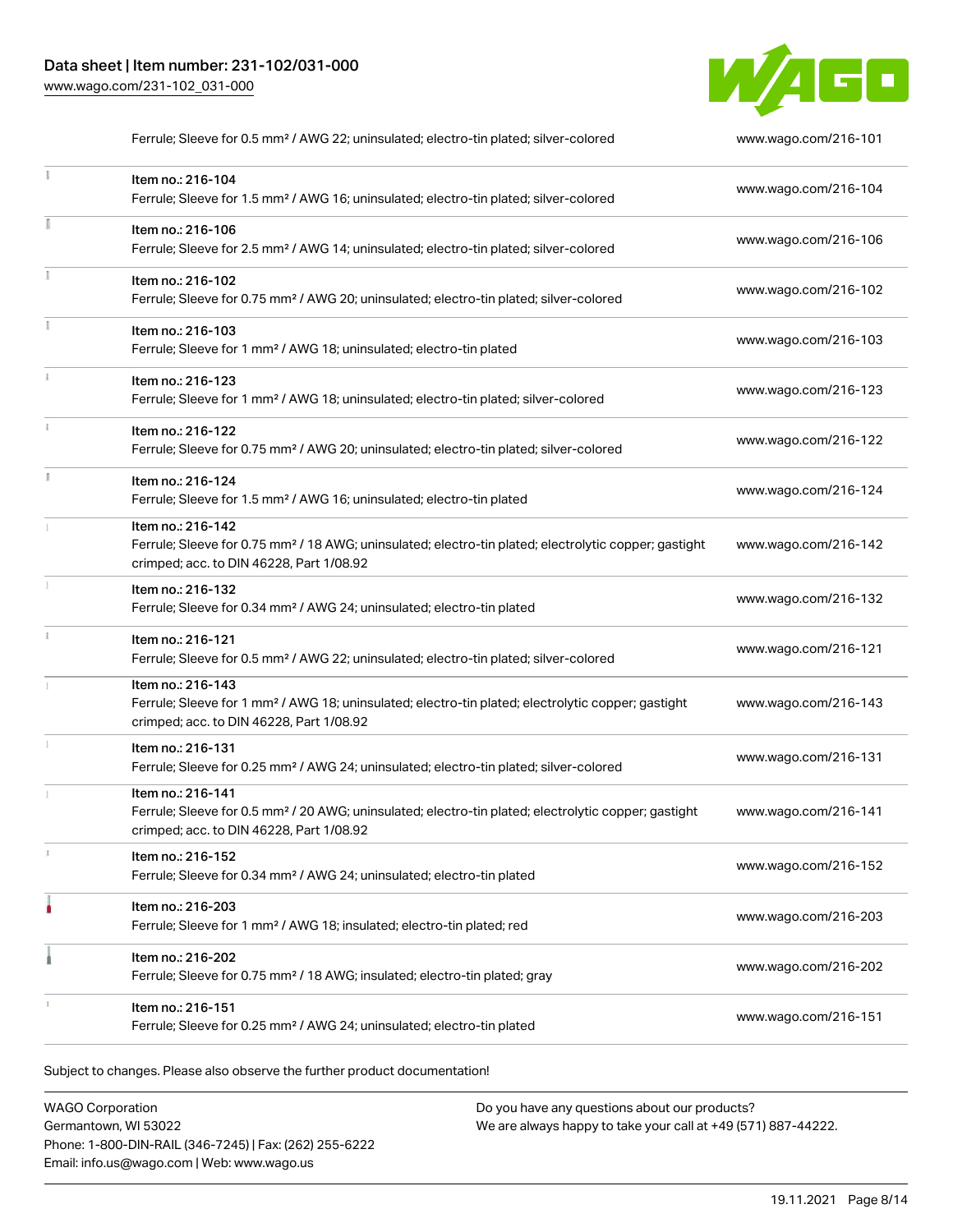| | | |
|---|---|---|
| | Ferrule; Sleeve for 0.5 mm² / AWG 22; uninsulated; electro-tin plated; silver-colored | www.wago.com/216-101 |
| | Item no.: 216-104<br>Ferrule; Sleeve for 1.5 mm² / AWG 16; uninsulated; electro-tin plated; silver-colored | www.wago.com/216-104 |
| | Item no.: 216-106<br>Ferrule; Sleeve for 2.5 mm² / AWG 14; uninsulated; electro-tin plated; silver-colored | www.wago.com/216-106 |
| | Item no.: 216-102<br>Ferrule; Sleeve for 0.75 mm² / AWG 20; uninsulated; electro-tin plated; silver-colored | www.wago.com/216-102 |
| | Item no.: 216-103<br>Ferrule; Sleeve for 1 mm² / AWG 18; uninsulated; electro-tin plated | www.wago.com/216-103 |
| | Item no.: 216-123<br>Ferrule; Sleeve for 1 mm² / AWG 18; uninsulated; electro-tin plated; silver-colored | www.wago.com/216-123 |
| | Item no.: 216-122<br>Ferrule; Sleeve for 0.75 mm² / AWG 20; uninsulated; electro-tin plated; silver-colored | www.wago.com/216-122 |
| | Item no.: 216-124<br>Ferrule; Sleeve for 1.5 mm² / AWG 16; uninsulated; electro-tin plated | www.wago.com/216-124 |
| | Item no.: 216-142<br>Ferrule; Sleeve for 0.75 mm² / 18 AWG; uninsulated; electro-tin plated; electrolytic copper; gastight crimped; acc. to DIN 46228, Part 1/08.92 | www.wago.com/216-142 |
| | Item no.: 216-132<br>Ferrule; Sleeve for 0.34 mm² / AWG 24; uninsulated; electro-tin plated | www.wago.com/216-132 |
| | Item no.: 216-121<br>Ferrule; Sleeve for 0.5 mm² / AWG 22; uninsulated; electro-tin plated; silver-colored | www.wago.com/216-121 |
| | Item no.: 216-143<br>Ferrule; Sleeve for 1 mm² / AWG 18; uninsulated; electro-tin plated; electrolytic copper; gastight crimped; acc. to DIN 46228, Part 1/08.92 | www.wago.com/216-143 |
| | Item no.: 216-131<br>Ferrule; Sleeve for 0.25 mm² / AWG 24; uninsulated; electro-tin plated; silver-colored | www.wago.com/216-131 |
| | Item no.: 216-141<br>Ferrule; Sleeve for 0.5 mm² / 20 AWG; uninsulated; electro-tin plated; electrolytic copper; gastight crimped; acc. to DIN 46228, Part 1/08.92 | www.wago.com/216-141 |
| | Item no.: 216-152<br>Ferrule; Sleeve for 0.34 mm² / AWG 24; uninsulated; electro-tin plated | www.wago.com/216-152 |
| | Item no.: 216-203<br>Ferrule; Sleeve for 1 mm² / AWG 18; insulated; electro-tin plated; red | www.wago.com/216-203 |
| | Item no.: 216-202<br>Ferrule; Sleeve for 0.75 mm² / 18 AWG; insulated; electro-tin plated; gray | www.wago.com/216-202 |
| | Item no.: 216-151<br>Ferrule; Sleeve for 0.25 mm² / AWG 24; uninsulated; electro-tin plated | www.wago.com/216-151 |

Subject to changes. Please also observe the further product documentation!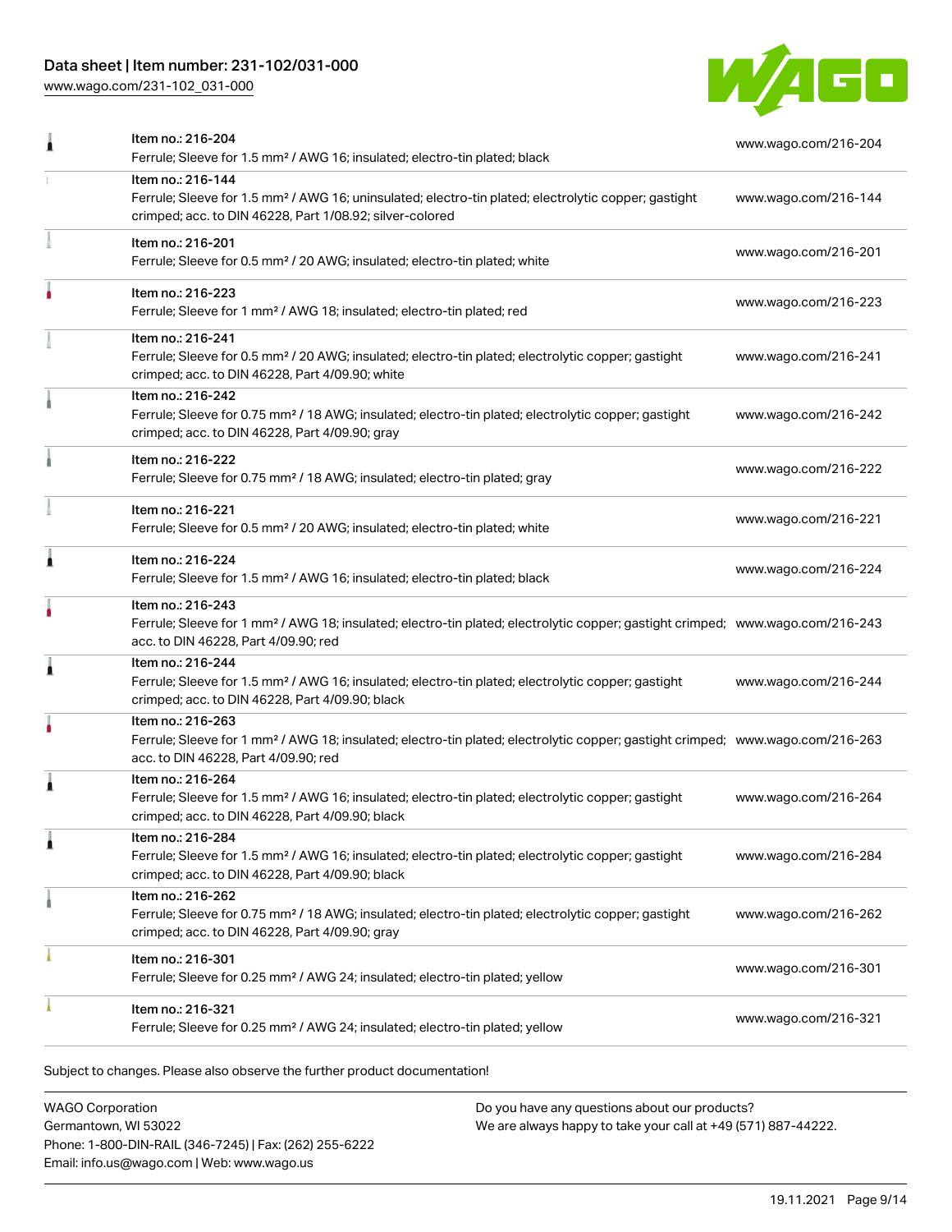| Item | Description | Link |
|---|---|---|
| | Item no.: 216-204<br>Ferrule; Sleeve for 1.5 mm² / AWG 16; insulated; electro-tin plated; black | www.wago.com/216-204 |
| | Item no.: 216-144<br>Ferrule; Sleeve for 1.5 mm² / AWG 16; uninsulated; electro-tin plated; electrolytic copper; gastight crimped; acc. to DIN 46228, Part 1/08.92; silver-colored | www.wago.com/216-144 |
| | Item no.: 216-201<br>Ferrule; Sleeve for 0.5 mm² / 20 AWG; insulated; electro-tin plated; white | www.wago.com/216-201 |
| | Item no.: 216-223<br>Ferrule; Sleeve for 1 mm² / AWG 18; insulated; electro-tin plated; red | www.wago.com/216-223 |
| | Item no.: 216-241<br>Ferrule; Sleeve for 0.5 mm² / 20 AWG; insulated; electro-tin plated; electrolytic copper; gastight crimped; acc. to DIN 46228, Part 4/09.90; white | www.wago.com/216-241 |
| | Item no.: 216-242<br>Ferrule; Sleeve for 0.75 mm² / 18 AWG; insulated; electro-tin plated; electrolytic copper; gastight crimped; acc. to DIN 46228, Part 4/09.90; gray | www.wago.com/216-242 |
| | Item no.: 216-222<br>Ferrule; Sleeve for 0.75 mm² / 18 AWG; insulated; electro-tin plated; gray | www.wago.com/216-222 |
| | Item no.: 216-221<br>Ferrule; Sleeve for 0.5 mm² / 20 AWG; insulated; electro-tin plated; white | www.wago.com/216-221 |
| | Item no.: 216-224<br>Ferrule; Sleeve for 1.5 mm² / AWG 16; insulated; electro-tin plated; black | www.wago.com/216-224 |
| | Item no.: 216-243<br>Ferrule; Sleeve for 1 mm² / AWG 18; insulated; electro-tin plated; electrolytic copper; gastight crimped; acc. to DIN 46228, Part 4/09.90; red | www.wago.com/216-243 |
| | Item no.: 216-244<br>Ferrule; Sleeve for 1.5 mm² / AWG 16; insulated; electro-tin plated; electrolytic copper; gastight crimped; acc. to DIN 46228, Part 4/09.90; black | www.wago.com/216-244 |
| | Item no.: 216-263<br>Ferrule; Sleeve for 1 mm² / AWG 18; insulated; electro-tin plated; electrolytic copper; gastight crimped; acc. to DIN 46228, Part 4/09.90; red | www.wago.com/216-263 |
| | Item no.: 216-264<br>Ferrule; Sleeve for 1.5 mm² / AWG 16; insulated; electro-tin plated; electrolytic copper; gastight crimped; acc. to DIN 46228, Part 4/09.90; black | www.wago.com/216-264 |
| | Item no.: 216-284<br>Ferrule; Sleeve for 1.5 mm² / AWG 16; insulated; electro-tin plated; electrolytic copper; gastight crimped; acc. to DIN 46228, Part 4/09.90; black | www.wago.com/216-284 |
| | Item no.: 216-262<br>Ferrule; Sleeve for 0.75 mm² / 18 AWG; insulated; electro-tin plated; electrolytic copper; gastight crimped; acc. to DIN 46228, Part 4/09.90; gray | www.wago.com/216-262 |
| | Item no.: 216-301<br>Ferrule; Sleeve for 0.25 mm² / AWG 24; insulated; electro-tin plated; yellow | www.wago.com/216-301 |
| | Item no.: 216-321<br>Ferrule; Sleeve for 0.25 mm² / AWG 24; insulated; electro-tin plated; yellow | www.wago.com/216-321 |

Subject to changes. Please also observe the further product documentation!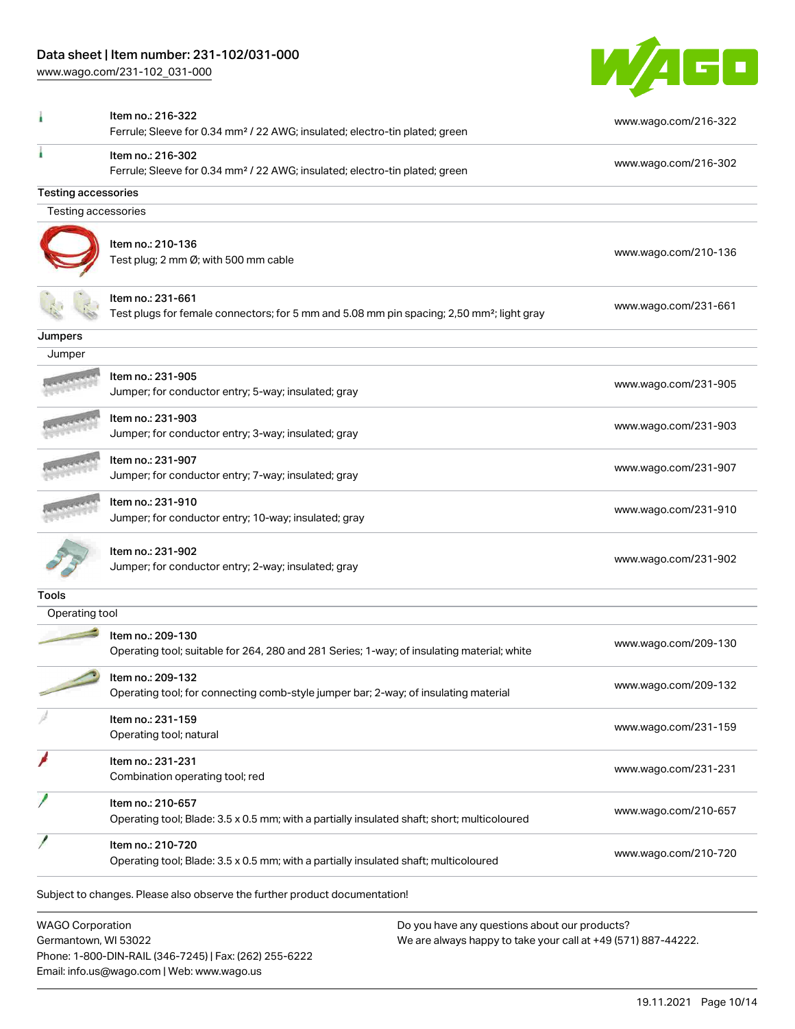| | | |
|---|---|---|
| | Item no.: 216-322<br>Ferrule; Sleeve for 0.34 mm² / 22 AWG; insulated; electro-tin plated; green | www.wago.com/216-322 |
| | Item no.: 216-302<br>Ferrule; Sleeve for 0.34 mm² / 22 AWG; insulated; electro-tin plated; green | www.wago.com/216-302 |

**Testing accessories**

Testing accessories

| | | |
|---|---|---|
| | Item no.: 210-136<br>Test plug; 2 mm Ø; with 500 mm cable | www.wago.com/210-136 |
| | Item no.: 231-661<br>Test plugs for female connectors; for 5 mm and 5.08 mm pin spacing; 2,50 mm²; light gray | www.wago.com/231-661 |

**Jumpers**

Jumper

| | | |
|---|---|---|
| | Item no.: 231-905<br>Jumper; for conductor entry; 5-way; insulated; gray | www.wago.com/231-905 |
| | Item no.: 231-903<br>Jumper; for conductor entry; 3-way; insulated; gray | www.wago.com/231-903 |
| | Item no.: 231-907<br>Jumper; for conductor entry; 7-way; insulated; gray | www.wago.com/231-907 |
| | Item no.: 231-910<br>Jumper; for conductor entry; 10-way; insulated; gray | www.wago.com/231-910 |
| | Item no.: 231-902<br>Jumper; for conductor entry; 2-way; insulated; gray | www.wago.com/231-902 |

**Tools**

Operating tool

| | | |
|---|---|---|
| | Item no.: 209-130<br>Operating tool; suitable for 264, 280 and 281 Series; 1-way; of insulating material; white | www.wago.com/209-130 |
| | Item no.: 209-132<br>Operating tool; for connecting comb-style jumper bar; 2-way; of insulating material | www.wago.com/209-132 |
| | Item no.: 231-159<br>Operating tool; natural | www.wago.com/231-159 |
| | Item no.: 231-231<br>Combination operating tool; red | www.wago.com/231-231 |
| | Item no.: 210-657<br>Operating tool; Blade: 3.5 x 0.5 mm; with a partially insulated shaft; short; multicoloured | www.wago.com/210-657 |
| | Item no.: 210-720<br>Operating tool; Blade: 3.5 x 0.5 mm; with a partially insulated shaft; multicoloured | www.wago.com/210-720 |

Subject to changes. Please also observe the further product documentation!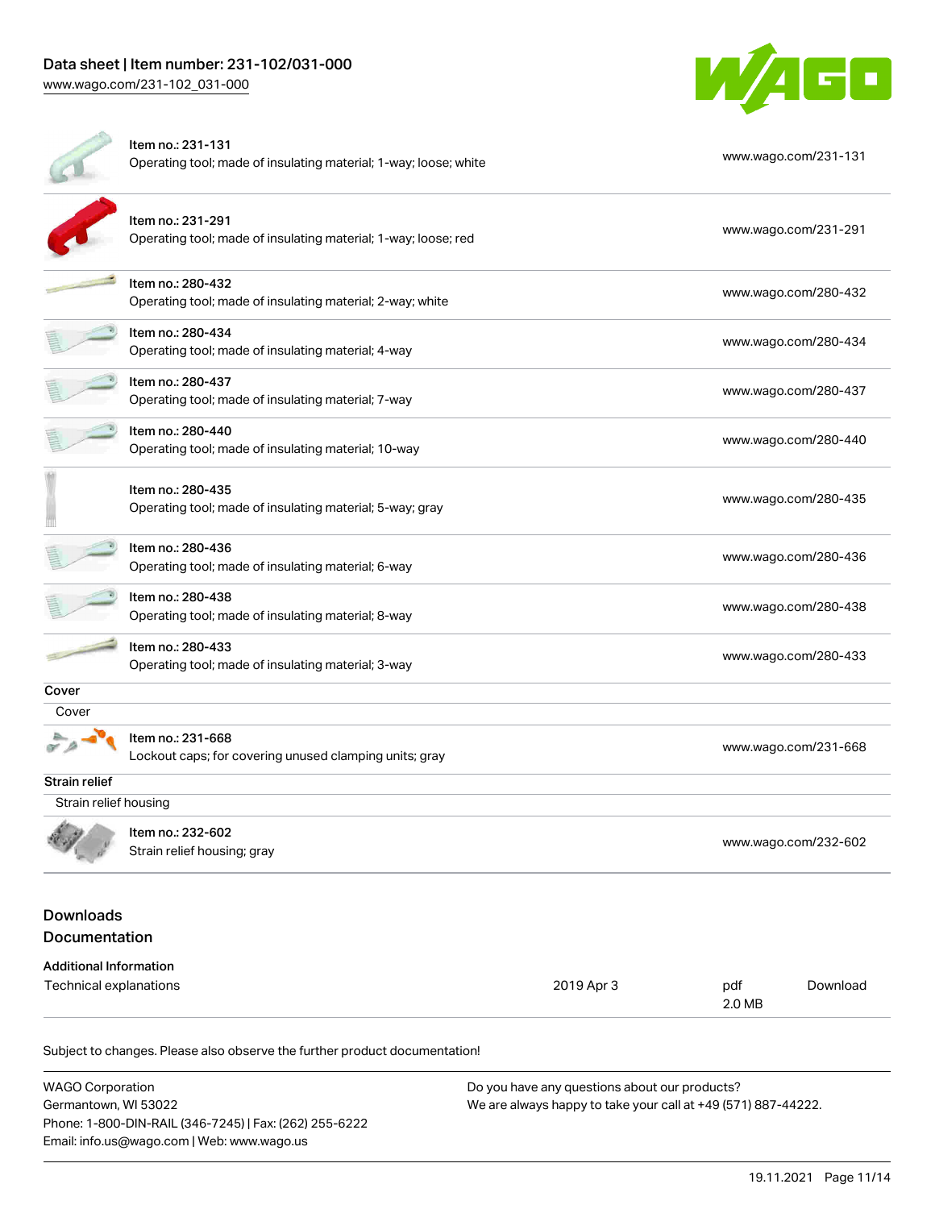| Item | Description | Link |
|---|---|---|
| Item no.: 231-131 | Operating tool; made of insulating material; 1-way; loose; white | www.wago.com/231-131 |
| Item no.: 231-291 | Operating tool; made of insulating material; 1-way; loose; red | www.wago.com/231-291 |
| Item no.: 280-432 | Operating tool; made of insulating material; 2-way; white | www.wago.com/280-432 |
| Item no.: 280-434 | Operating tool; made of insulating material; 4-way | www.wago.com/280-434 |
| Item no.: 280-437 | Operating tool; made of insulating material; 7-way | www.wago.com/280-437 |
| Item no.: 280-440 | Operating tool; made of insulating material; 10-way | www.wago.com/280-440 |
| Item no.: 280-435 | Operating tool; made of insulating material; 5-way; gray | www.wago.com/280-435 |
| Item no.: 280-436 | Operating tool; made of insulating material; 6-way | www.wago.com/280-436 |
| Item no.: 280-438 | Operating tool; made of insulating material; 8-way | www.wago.com/280-438 |
| Item no.: 280-433 | Operating tool; made of insulating material; 3-way | www.wago.com/280-433 |

**Cover**

Cover

| Item | Description | Link |
|---|---|---|
| Item no.: 231-668 | Lockout caps; for covering unused clamping units; gray | www.wago.com/231-668 |

**Strain relief**

Strain relief housing

| Item | Description | Link |
|---|---|---|
| Item no.: 232-602 | Strain relief housing; gray | www.wago.com/232-602 |

## Downloads

## Documentation

**Additional Information**

| Document | Date | Format | |
|---|---|---|---|
| Technical explanations | 2019 Apr 3 | pdf 2.0 MB | Download |

Subject to changes. Please also observe the further product documentation!

WAGO Corporation
Germantown, WI 53022
Phone: 1-800-DIN-RAIL (346-7245) | Fax: (262) 255-6222
Email: info.us@wago.com | Web: www.wago.us

Do you have any questions about our products?
We are always happy to take your call at +49 (571) 887-44222.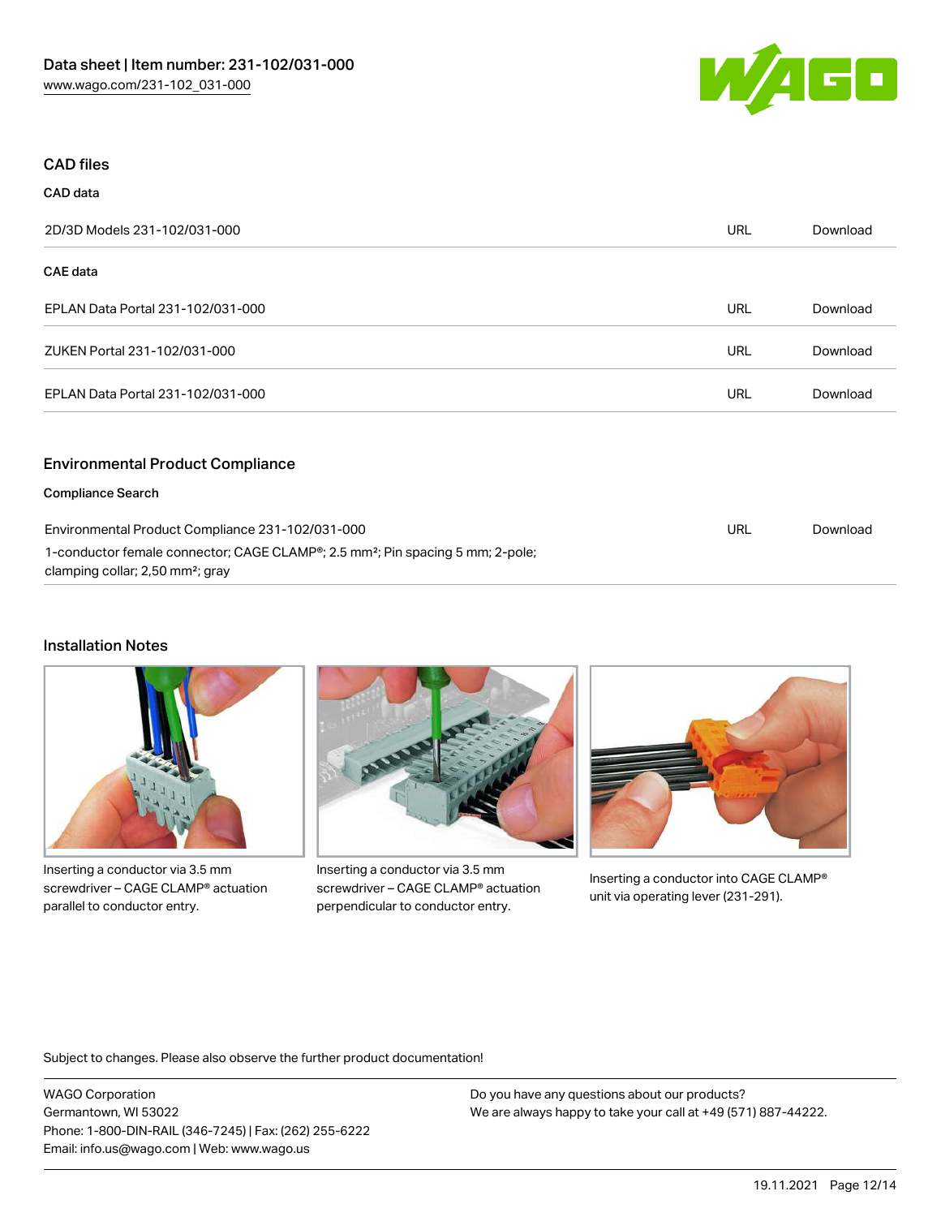## CAD files

### CAD data

| | | |
|---|---|---|
| 2D/3D Models 231-102/031-000 | URL | Download |

### CAE data

| | | |
|---|---|---|
| EPLAN Data Portal 231-102/031-000 | URL | Download |
| ZUKEN Portal 231-102/031-000 | URL | Download |
| EPLAN Data Portal 231-102/031-000 | URL | Download |

## Environmental Product Compliance

### Compliance Search

| | | |
|---|---|---|
| Environmental Product Compliance 231-102/031-000<br>1-conductor female connector; CAGE CLAMP®; 2.5 mm²; Pin spacing 5 mm; 2-pole; clamping collar; 2,50 mm²; gray | URL | Download |

## Installation Notes

Inserting a conductor via 3.5 mm screwdriver – CAGE CLAMP® actuation parallel to conductor entry.

Inserting a conductor via 3.5 mm screwdriver – CAGE CLAMP® actuation perpendicular to conductor entry.

Inserting a conductor into CAGE CLAMP® unit via operating lever (231-291).

Subject to changes. Please also observe the further product documentation!

WAGO Corporation
Germantown, WI 53022
Phone: 1-800-DIN-RAIL (346-7245) | Fax: (262) 255-6222
Email: info.us@wago.com | Web: www.wago.us

Do you have any questions about our products?
We are always happy to take your call at +49 (571) 887-44222.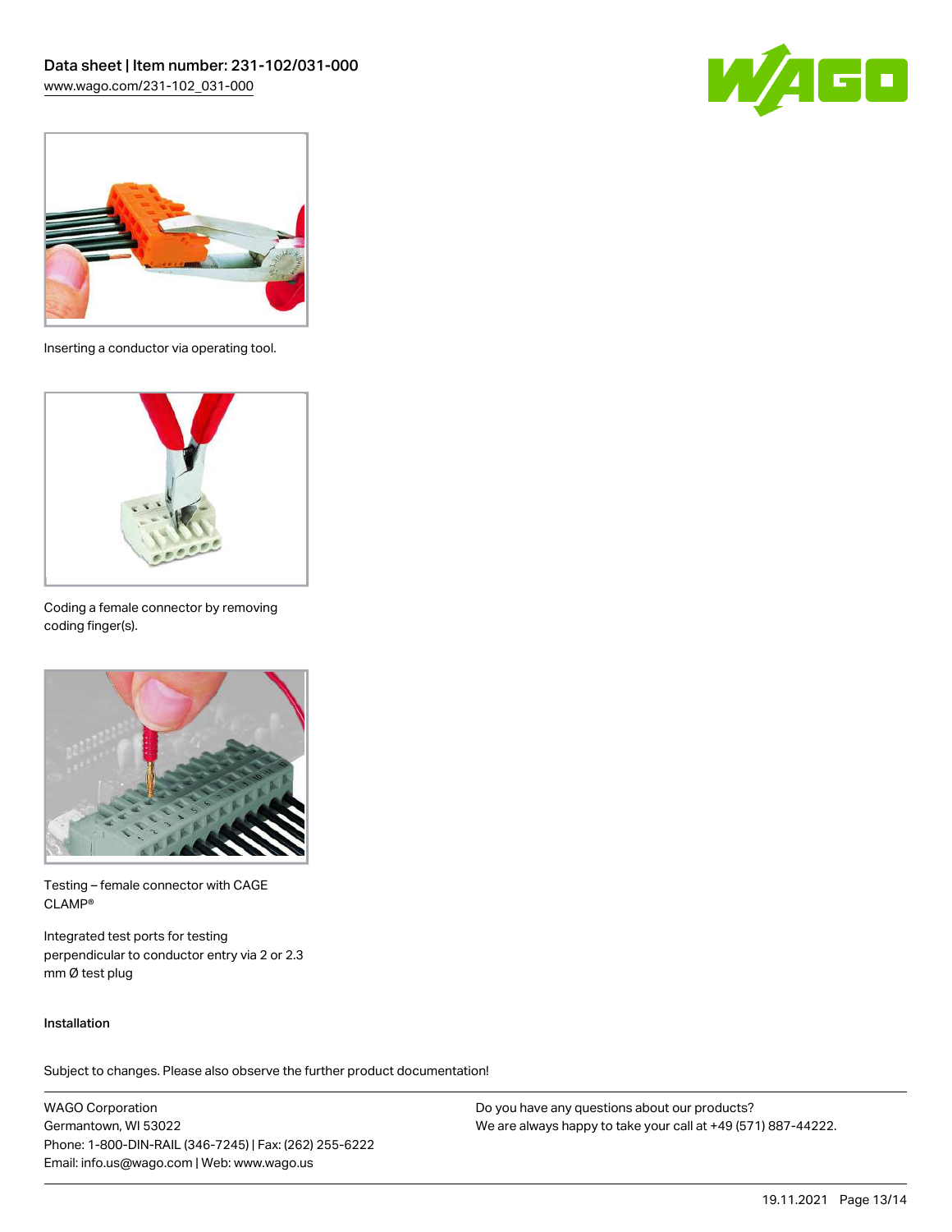Inserting a conductor via operating tool.

Coding a female connector by removing coding finger(s).

Testing – female connector with CAGE CLAMP®

Integrated test ports for testing perpendicular to conductor entry via 2 or 2.3 mm Ø test plug

Installation

Subject to changes. Please also observe the further product documentation!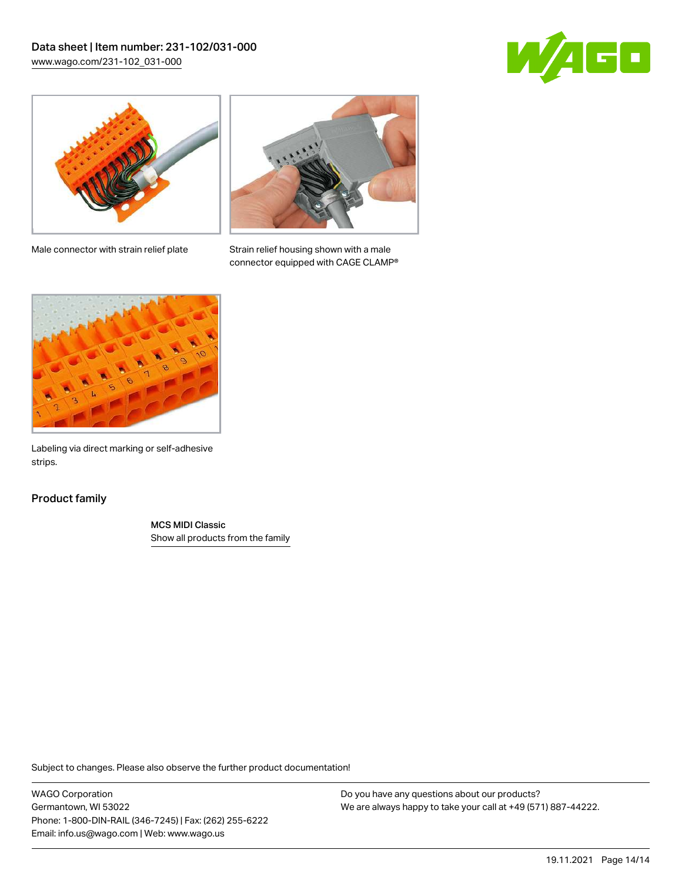Male connector with strain relief plate

Strain relief housing shown with a male connector equipped with CAGE CLAMP®

Labeling via direct marking or self-adhesive strips.

## Product family

MCS MIDI Classic
Show all products from the family

Subject to changes. Please also observe the further product documentation!

WAGO Corporation
Germantown, WI 53022
Phone: 1-800-DIN-RAIL (346-7245) | Fax: (262) 255-6222
Email: info.us@wago.com | Web: www.wago.us

Do you have any questions about our products?
We are always happy to take your call at +49 (571) 887-44222.